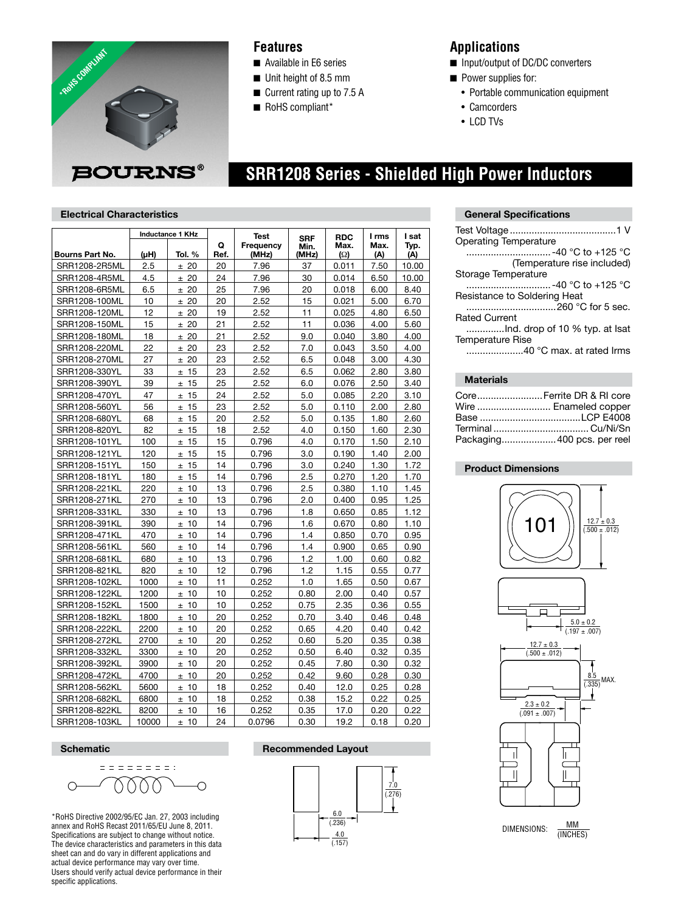*RoHS COMPLIANT

BOURNS®

## Features

- Available in E6 series
- Unit height of 8.5 mm
- Current rating up to 7.5 A
- RoHS compliant*

## Applications

- Input/output of DC/DC converters
- Power supplies for:
  - Portable communication equipment
  - Camcorders
  - LCD TVs

# SRR1208 Series - Shielded High Power Inductors

### Electrical Characteristics

| Bourns Part No. | Inductance 1 KHz (µH) | Tol. % | Q Ref. | Test Frequency (MHz) | SRF Min. (MHz) | RDC Max. (Ω) | I rms Max. (A) | I sat Typ. (A) |
|---|---|---|---|---|---|---|---|---|
| SRR1208-2R5ML | 2.5 | ± 20 | 20 | 7.96 | 37 | 0.011 | 7.50 | 10.00 |
| SRR1208-4R5ML | 4.5 | ± 20 | 24 | 7.96 | 30 | 0.014 | 6.50 | 10.00 |
| SRR1208-6R5ML | 6.5 | ± 20 | 25 | 7.96 | 20 | 0.018 | 6.00 | 8.40 |
| SRR1208-100ML | 10 | ± 20 | 20 | 2.52 | 15 | 0.021 | 5.00 | 6.70 |
| SRR1208-120ML | 12 | ± 20 | 19 | 2.52 | 11 | 0.025 | 4.80 | 6.50 |
| SRR1208-150ML | 15 | ± 20 | 21 | 2.52 | 11 | 0.036 | 4.00 | 5.60 |
| SRR1208-180ML | 18 | ± 20 | 21 | 2.52 | 9.0 | 0.040 | 3.80 | 4.00 |
| SRR1208-220ML | 22 | ± 20 | 23 | 2.52 | 7.0 | 0.043 | 3.50 | 4.00 |
| SRR1208-270ML | 27 | ± 20 | 23 | 2.52 | 6.5 | 0.048 | 3.00 | 4.30 |
| SRR1208-330YL | 33 | ± 15 | 23 | 2.52 | 6.5 | 0.062 | 2.80 | 3.80 |
| SRR1208-390YL | 39 | ± 15 | 25 | 2.52 | 6.0 | 0.076 | 2.50 | 3.40 |
| SRR1208-470YL | 47 | ± 15 | 24 | 2.52 | 5.0 | 0.085 | 2.20 | 3.10 |
| SRR1208-560YL | 56 | ± 15 | 23 | 2.52 | 5.0 | 0.110 | 2.00 | 2.80 |
| SRR1208-680YL | 68 | ± 15 | 20 | 2.52 | 5.0 | 0.135 | 1.80 | 2.60 |
| SRR1208-820YL | 82 | ± 15 | 18 | 2.52 | 4.0 | 0.150 | 1.60 | 2.30 |
| SRR1208-101YL | 100 | ± 15 | 15 | 0.796 | 4.0 | 0.170 | 1.50 | 2.10 |
| SRR1208-121YL | 120 | ± 15 | 15 | 0.796 | 3.0 | 0.190 | 1.40 | 2.00 |
| SRR1208-151YL | 150 | ± 15 | 14 | 0.796 | 3.0 | 0.240 | 1.30 | 1.72 |
| SRR1208-181YL | 180 | ± 15 | 14 | 0.796 | 2.5 | 0.270 | 1.20 | 1.70 |
| SRR1208-221KL | 220 | ± 10 | 13 | 0.796 | 2.5 | 0.380 | 1.10 | 1.45 |
| SRR1208-271KL | 270 | ± 10 | 13 | 0.796 | 2.0 | 0.400 | 0.95 | 1.25 |
| SRR1208-331KL | 330 | ± 10 | 13 | 0.796 | 1.8 | 0.650 | 0.85 | 1.12 |
| SRR1208-391KL | 390 | ± 10 | 14 | 0.796 | 1.6 | 0.670 | 0.80 | 1.10 |
| SRR1208-471KL | 470 | ± 10 | 14 | 0.796 | 1.4 | 0.850 | 0.70 | 0.95 |
| SRR1208-561KL | 560 | ± 10 | 14 | 0.796 | 1.4 | 0.900 | 0.65 | 0.90 |
| SRR1208-681KL | 680 | ± 10 | 13 | 0.796 | 1.2 | 1.00 | 0.60 | 0.82 |
| SRR1208-821KL | 820 | ± 10 | 12 | 0.796 | 1.2 | 1.15 | 0.55 | 0.77 |
| SRR1208-102KL | 1000 | ± 10 | 11 | 0.252 | 1.0 | 1.65 | 0.50 | 0.67 |
| SRR1208-122KL | 1200 | ± 10 | 10 | 0.252 | 0.80 | 2.00 | 0.40 | 0.57 |
| SRR1208-152KL | 1500 | ± 10 | 10 | 0.252 | 0.75 | 2.35 | 0.36 | 0.55 |
| SRR1208-182KL | 1800 | ± 10 | 20 | 0.252 | 0.70 | 3.40 | 0.46 | 0.48 |
| SRR1208-222KL | 2200 | ± 10 | 20 | 0.252 | 0.65 | 4.20 | 0.40 | 0.42 |
| SRR1208-272KL | 2700 | ± 10 | 20 | 0.252 | 0.60 | 5.20 | 0.35 | 0.38 |
| SRR1208-332KL | 3300 | ± 10 | 20 | 0.252 | 0.50 | 6.40 | 0.32 | 0.35 |
| SRR1208-392KL | 3900 | ± 10 | 20 | 0.252 | 0.45 | 7.80 | 0.30 | 0.32 |
| SRR1208-472KL | 4700 | ± 10 | 20 | 0.252 | 0.42 | 9.60 | 0.28 | 0.30 |
| SRR1208-562KL | 5600 | ± 10 | 18 | 0.252 | 0.40 | 12.0 | 0.25 | 0.28 |
| SRR1208-682KL | 6800 | ± 10 | 18 | 0.252 | 0.38 | 15.2 | 0.22 | 0.25 |
| SRR1208-822KL | 8200 | ± 10 | 16 | 0.252 | 0.35 | 17.0 | 0.20 | 0.22 |
| SRR1208-103KL | 10000 | ± 10 | 24 | 0.0796 | 0.30 | 19.2 | 0.18 | 0.20 |

### General Specifications

Test Voltage ........................................1 V
Operating Temperature
..............................-40 °C to +125 °C
(Temperature rise included)
Storage Temperature
..............................-40 °C to +125 °C
Resistance to Soldering Heat
................................260 °C for 5 sec.
Rated Current
.............Ind. drop of 10 % typ. at Isat
Temperature Rise
.....................40 °C max. at rated Irms

### Materials

Core.........................Ferrite DR & RI core
Wire ........................... Enameled copper
Base .....................................LCP E4008
Terminal ...................................Cu/Ni/Sn
Packaging....................400 pcs. per reel

### Product Dimensions

101

12.7 ± 0.3 (.500 ± .012)

5.0 ± 0.2 (.197 ± .007)

12.7 ± 0.3 (.500 ± .012)

8.5 (.335) MAX.

2.3 ± 0.2 (.091 ± .007)

DIMENSIONS: MM (INCHES)

### Schematic

### Recommended Layout

7.0 (.276)

6.0 (.236)

4.0 (.157)

*RoHS Directive 2002/95/EC Jan. 27, 2003 including annex and RoHS Recast 2011/65/EU June 8, 2011.
Specifications are subject to change without notice.
The device characteristics and parameters in this data sheet can and do vary in different applications and actual device performance may vary over time.
Users should verify actual device performance in their specific applications.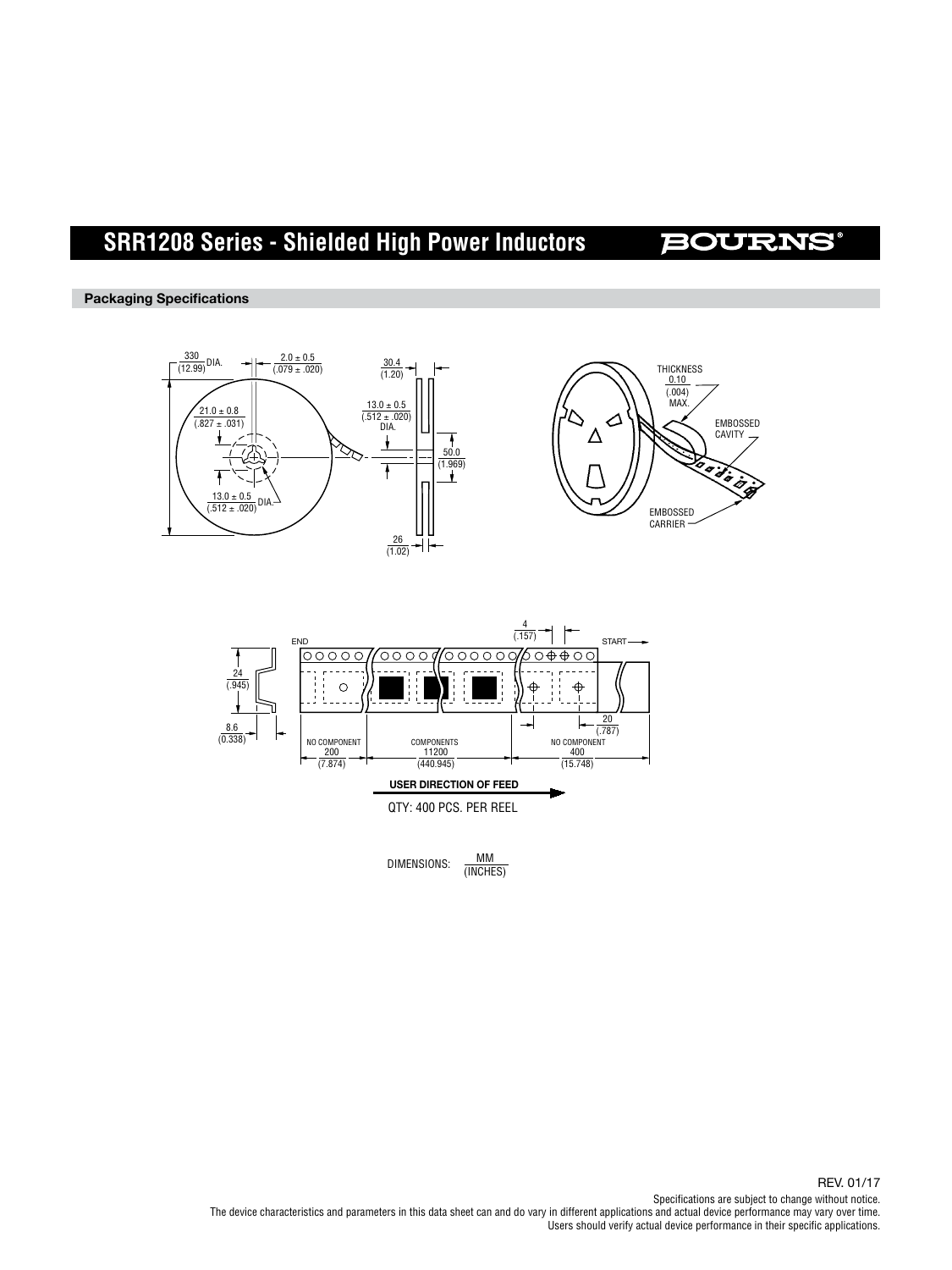# SRR1208 Series - Shielded High Power Inductors

BOURNS®

## Packaging Specifications

330 (12.99) DIA.

2.0 ± 0.5 (.079 ± .020)

21.0 ± 0.8 (.827 ± .031)

13.0 ± 0.5 (.512 ± .020) DIA.

30.4 (1.20)

13.0 ± 0.5 (.512 ± .020) DIA.

50.0 (1.969)

26 (1.02)

THICKNESS 0.10 (.004) MAX.

EMBOSSED CAVITY

EMBOSSED CARRIER

4 (.157)

END

START

24 (.945)

8.6 (0.338)

20 (.787)

NO COMPONENT 200 (7.874)

COMPONENTS 11200 (440.945)

NO COMPONENT 400 (15.748)

**USER DIRECTION OF FEED**

QTY: 400 PCS. PER REEL

DIMENSIONS: MM (INCHES)

REV. 01/17

Specifications are subject to change without notice.
The device characteristics and parameters in this data sheet can and do vary in different applications and actual device performance may vary over time.
Users should verify actual device performance in their specific applications.